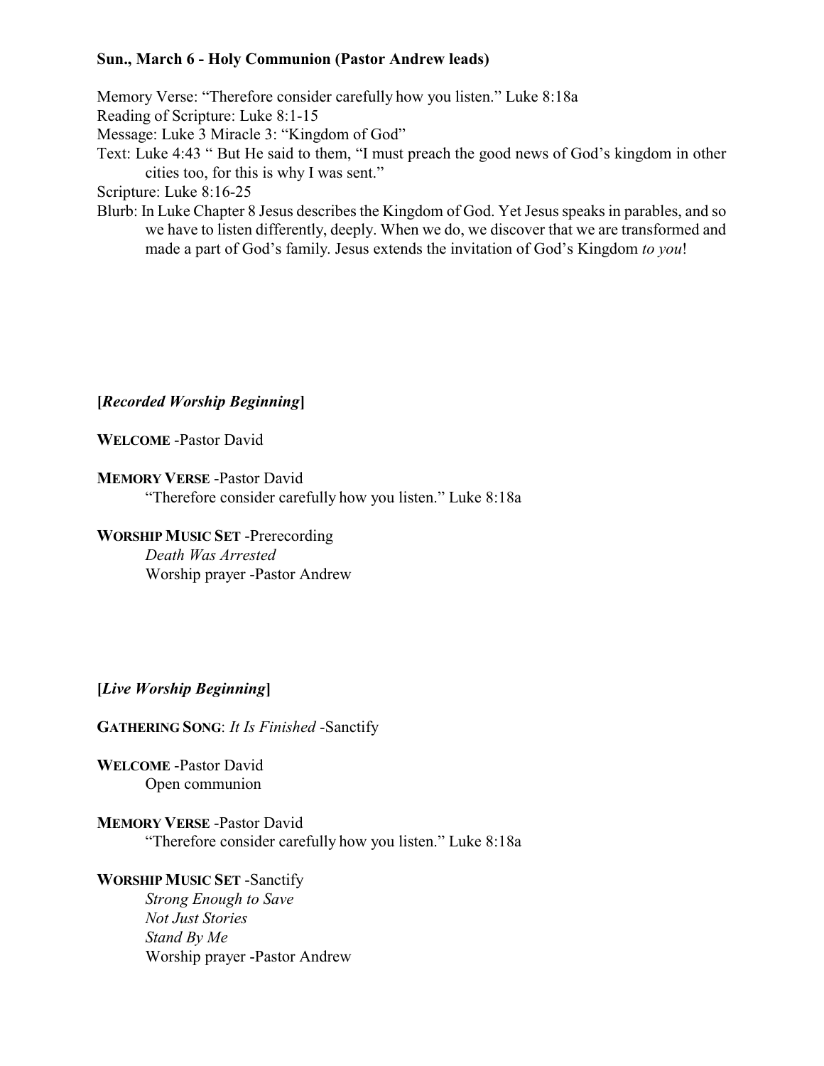**Sun., March 6 - Holy Communion (Pastor Andrew leads)**

Memory Verse: "Therefore consider carefully how you listen." Luke 8:18a
Reading of Scripture: Luke 8:1-15
Message: Luke 3 Miracle 3: "Kingdom of God"
Text: Luke 4:43 " But He said to them, "I must preach the good news of God's kingdom in other cities too, for this is why I was sent."
Scripture: Luke 8:16-25
Blurb: In Luke Chapter 8 Jesus describes the Kingdom of God. Yet Jesus speaks in parables, and so we have to listen differently, deeply. When we do, we discover that we are transformed and made a part of God's family. Jesus extends the invitation of God's Kingdom *to you*!

**[*Recorded Worship Beginning*]**

**WELCOME** -Pastor David

**MEMORY VERSE** -Pastor David
"Therefore consider carefully how you listen." Luke 8:18a

**WORSHIP MUSIC SET** -Prerecording
*Death Was Arrested*
Worship prayer -Pastor Andrew

**[*Live Worship Beginning*]**

**GATHERING SONG**: *It Is Finished* -Sanctify

**WELCOME** -Pastor David
Open communion

**MEMORY VERSE** -Pastor David
"Therefore consider carefully how you listen." Luke 8:18a

**WORSHIP MUSIC SET** -Sanctify
*Strong Enough to Save*
*Not Just Stories*
*Stand By Me*
Worship prayer -Pastor Andrew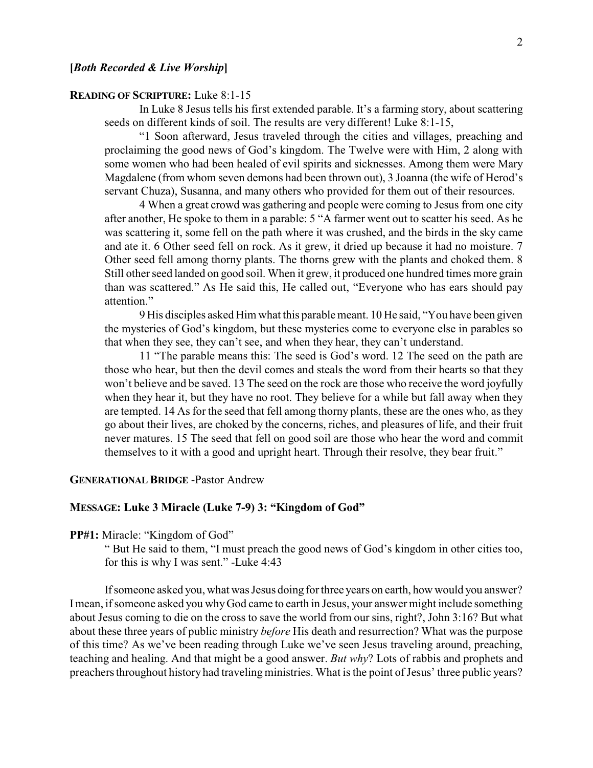**[*Both Recorded & Live Worship*]**

**READING OF SCRIPTURE:** Luke 8:1-15

In Luke 8 Jesus tells his first extended parable. It's a farming story, about scattering seeds on different kinds of soil. The results are very different! Luke 8:1-15,

"1 Soon afterward, Jesus traveled through the cities and villages, preaching and proclaiming the good news of God's kingdom. The Twelve were with Him, 2 along with some women who had been healed of evil spirits and sicknesses. Among them were Mary Magdalene (from whom seven demons had been thrown out), 3 Joanna (the wife of Herod's servant Chuza), Susanna, and many others who provided for them out of their resources.

4 When a great crowd was gathering and people were coming to Jesus from one city after another, He spoke to them in a parable: 5 "A farmer went out to scatter his seed. As he was scattering it, some fell on the path where it was crushed, and the birds in the sky came and ate it. 6 Other seed fell on rock. As it grew, it dried up because it had no moisture. 7 Other seed fell among thorny plants. The thorns grew with the plants and choked them. 8 Still other seed landed on good soil. When it grew, it produced one hundred times more grain than was scattered." As He said this, He called out, "Everyone who has ears should pay attention."

9 His disciples asked Him what this parable meant. 10 He said, "You have been given the mysteries of God's kingdom, but these mysteries come to everyone else in parables so that when they see, they can't see, and when they hear, they can't understand.

11 "The parable means this: The seed is God's word. 12 The seed on the path are those who hear, but then the devil comes and steals the word from their hearts so that they won't believe and be saved. 13 The seed on the rock are those who receive the word joyfully when they hear it, but they have no root. They believe for a while but fall away when they are tempted. 14 As for the seed that fell among thorny plants, these are the ones who, as they go about their lives, are choked by the concerns, riches, and pleasures of life, and their fruit never matures. 15 The seed that fell on good soil are those who hear the word and commit themselves to it with a good and upright heart. Through their resolve, they bear fruit."

**GENERATIONAL BRIDGE** -Pastor Andrew

**MESSAGE: Luke 3 Miracle (Luke 7-9) 3: "Kingdom of God"**

**PP#1:** Miracle: "Kingdom of God"

" But He said to them, "I must preach the good news of God's kingdom in other cities too, for this is why I was sent." -Luke 4:43

If someone asked you, what was Jesus doing for three years on earth, how would you answer? I mean, if someone asked you why God came to earth in Jesus, your answer might include something about Jesus coming to die on the cross to save the world from our sins, right?, John 3:16? But what about these three years of public ministry *before* His death and resurrection? What was the purpose of this time? As we've been reading through Luke we've seen Jesus traveling around, preaching, teaching and healing. And that might be a good answer. *But why*? Lots of rabbis and prophets and preachers throughout history had traveling ministries. What is the point of Jesus' three public years?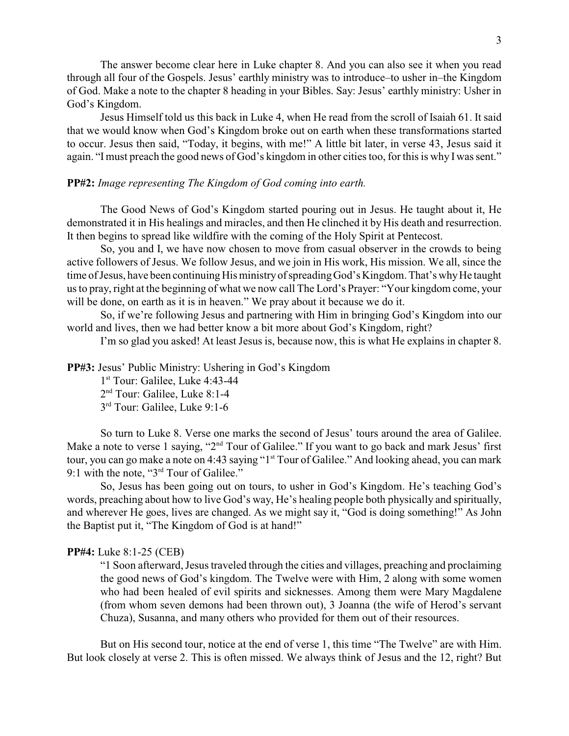The answer become clear here in Luke chapter 8. And you can also see it when you read through all four of the Gospels. Jesus' earthly ministry was to introduce–to usher in–the Kingdom of God. Make a note to the chapter 8 heading in your Bibles. Say: Jesus' earthly ministry: Usher in God's Kingdom.

Jesus Himself told us this back in Luke 4, when He read from the scroll of Isaiah 61. It said that we would know when God's Kingdom broke out on earth when these transformations started to occur. Jesus then said, "Today, it begins, with me!" A little bit later, in verse 43, Jesus said it again. "I must preach the good news of God's kingdom in other cities too, for this is why I was sent."

**PP#2:** *Image representing The Kingdom of God coming into earth.*

The Good News of God's Kingdom started pouring out in Jesus. He taught about it, He demonstrated it in His healings and miracles, and then He clinched it by His death and resurrection. It then begins to spread like wildfire with the coming of the Holy Spirit at Pentecost.

So, you and I, we have now chosen to move from casual observer in the crowds to being active followers of Jesus. We follow Jesus, and we join in His work, His mission. We all, since the time of Jesus, have been continuing His ministry of spreading God's Kingdom. That's why He taught us to pray, right at the beginning of what we now call The Lord's Prayer: "Your kingdom come, your will be done, on earth as it is in heaven." We pray about it because we do it.

So, if we're following Jesus and partnering with Him in bringing God's Kingdom into our world and lives, then we had better know a bit more about God's Kingdom, right?

I'm so glad you asked! At least Jesus is, because now, this is what He explains in chapter 8.

**PP#3:** Jesus' Public Ministry: Ushering in God's Kingdom

1st Tour: Galilee, Luke 4:43-44
2nd Tour: Galilee, Luke 8:1-4
3rd Tour: Galilee, Luke 9:1-6

So turn to Luke 8. Verse one marks the second of Jesus' tours around the area of Galilee. Make a note to verse 1 saying, "2nd Tour of Galilee." If you want to go back and mark Jesus' first tour, you can go make a note on 4:43 saying "1st Tour of Galilee." And looking ahead, you can mark 9:1 with the note, "3rd Tour of Galilee."

So, Jesus has been going out on tours, to usher in God's Kingdom. He's teaching God's words, preaching about how to live God's way, He's healing people both physically and spiritually, and wherever He goes, lives are changed. As we might say it, "God is doing something!" As John the Baptist put it, "The Kingdom of God is at hand!"

**PP#4:** Luke 8:1-25 (CEB)

> "1 Soon afterward, Jesus traveled through the cities and villages, preaching and proclaiming the good news of God's kingdom. The Twelve were with Him, 2 along with some women who had been healed of evil spirits and sicknesses. Among them were Mary Magdalene (from whom seven demons had been thrown out), 3 Joanna (the wife of Herod's servant Chuza), Susanna, and many others who provided for them out of their resources.

But on His second tour, notice at the end of verse 1, this time "The Twelve" are with Him. But look closely at verse 2. This is often missed. We always think of Jesus and the 12, right? But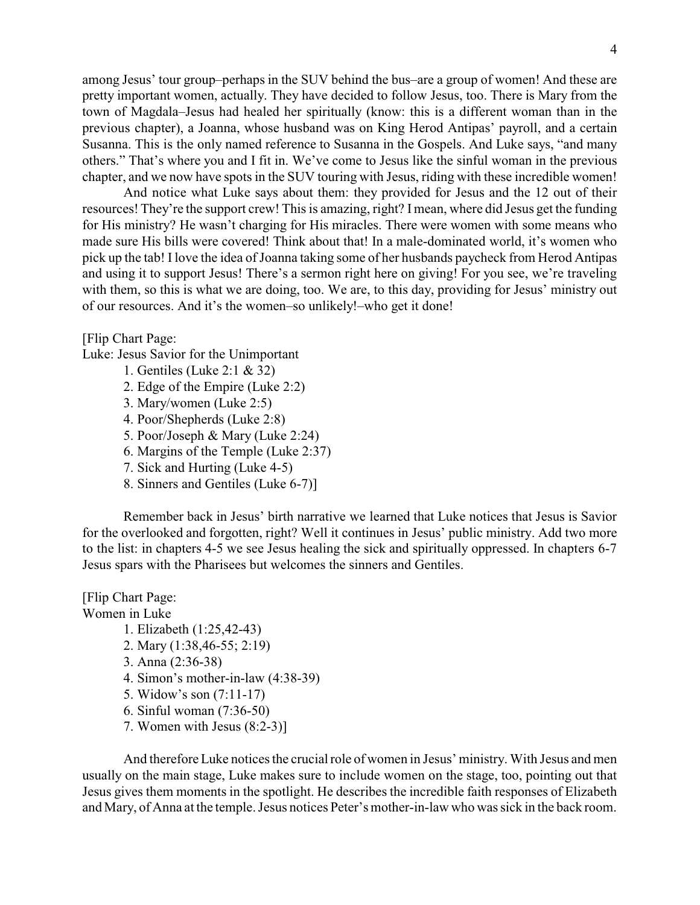among Jesus' tour group–perhaps in the SUV behind the bus–are a group of women! And these are pretty important women, actually. They have decided to follow Jesus, too. There is Mary from the town of Magdala–Jesus had healed her spiritually (know: this is a different woman than in the previous chapter), a Joanna, whose husband was on King Herod Antipas' payroll, and a certain Susanna. This is the only named reference to Susanna in the Gospels. And Luke says, "and many others." That's where you and I fit in. We've come to Jesus like the sinful woman in the previous chapter, and we now have spots in the SUV touring with Jesus, riding with these incredible women!

And notice what Luke says about them: they provided for Jesus and the 12 out of their resources! They're the support crew! This is amazing, right? I mean, where did Jesus get the funding for His ministry? He wasn't charging for His miracles. There were women with some means who made sure His bills were covered! Think about that! In a male-dominated world, it's women who pick up the tab! I love the idea of Joanna taking some of her husbands paycheck from Herod Antipas and using it to support Jesus! There's a sermon right here on giving! For you see, we're traveling with them, so this is what we are doing, too. We are, to this day, providing for Jesus' ministry out of our resources. And it's the women–so unlikely!–who get it done!

[Flip Chart Page:
Luke: Jesus Savior for the Unimportant

1. Gentiles (Luke 2:1 & 32)
2. Edge of the Empire (Luke 2:2)
3. Mary/women (Luke 2:5)
4. Poor/Shepherds (Luke 2:8)
5. Poor/Joseph & Mary (Luke 2:24)
6. Margins of the Temple (Luke 2:37)
7. Sick and Hurting (Luke 4-5)
8. Sinners and Gentiles (Luke 6-7)]

Remember back in Jesus' birth narrative we learned that Luke notices that Jesus is Savior for the overlooked and forgotten, right? Well it continues in Jesus' public ministry. Add two more to the list: in chapters 4-5 we see Jesus healing the sick and spiritually oppressed. In chapters 6-7 Jesus spars with the Pharisees but welcomes the sinners and Gentiles.

[Flip Chart Page:
Women in Luke

1. Elizabeth (1:25,42-43)
2. Mary (1:38,46-55; 2:19)
3. Anna (2:36-38)
4. Simon's mother-in-law (4:38-39)
5. Widow's son (7:11-17)
6. Sinful woman (7:36-50)
7. Women with Jesus (8:2-3)]

And therefore Luke notices the crucial role of women in Jesus' ministry. With Jesus and men usually on the main stage, Luke makes sure to include women on the stage, too, pointing out that Jesus gives them moments in the spotlight. He describes the incredible faith responses of Elizabeth and Mary, of Anna at the temple. Jesus notices Peter's mother-in-law who was sick in the back room.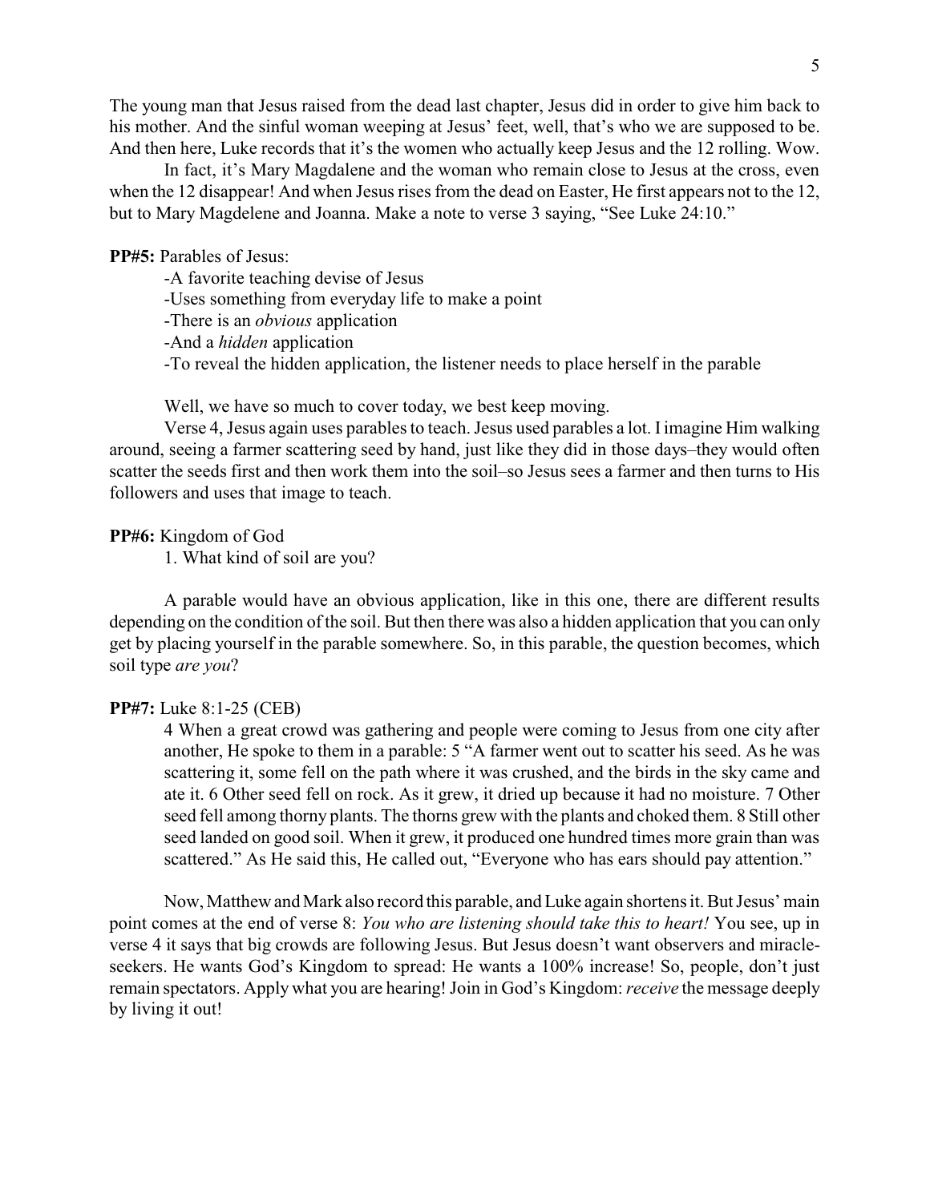The young man that Jesus raised from the dead last chapter, Jesus did in order to give him back to his mother. And the sinful woman weeping at Jesus' feet, well, that's who we are supposed to be. And then here, Luke records that it's the women who actually keep Jesus and the 12 rolling. Wow.

In fact, it's Mary Magdalene and the woman who remain close to Jesus at the cross, even when the 12 disappear! And when Jesus rises from the dead on Easter, He first appears not to the 12, but to Mary Magdelene and Joanna. Make a note to verse 3 saying, "See Luke 24:10."

**PP#5:** Parables of Jesus:

-A favorite teaching devise of Jesus
-Uses something from everyday life to make a point
-There is an *obvious* application
-And a *hidden* application
-To reveal the hidden application, the listener needs to place herself in the parable

Well, we have so much to cover today, we best keep moving.

Verse 4, Jesus again uses parables to teach. Jesus used parables a lot. I imagine Him walking around, seeing a farmer scattering seed by hand, just like they did in those days–they would often scatter the seeds first and then work them into the soil–so Jesus sees a farmer and then turns to His followers and uses that image to teach.

**PP#6:** Kingdom of God

1. What kind of soil are you?

A parable would have an obvious application, like in this one, there are different results depending on the condition of the soil. But then there was also a hidden application that you can only get by placing yourself in the parable somewhere. So, in this parable, the question becomes, which soil type *are you*?

**PP#7:** Luke 8:1-25 (CEB)

4 When a great crowd was gathering and people were coming to Jesus from one city after another, He spoke to them in a parable: 5 "A farmer went out to scatter his seed. As he was scattering it, some fell on the path where it was crushed, and the birds in the sky came and ate it. 6 Other seed fell on rock. As it grew, it dried up because it had no moisture. 7 Other seed fell among thorny plants. The thorns grew with the plants and choked them. 8 Still other seed landed on good soil. When it grew, it produced one hundred times more grain than was scattered." As He said this, He called out, "Everyone who has ears should pay attention."

Now, Matthew and Mark also record this parable, and Luke again shortens it. But Jesus' main point comes at the end of verse 8: *You who are listening should take this to heart!* You see, up in verse 4 it says that big crowds are following Jesus. But Jesus doesn't want observers and miracle-seekers. He wants God's Kingdom to spread: He wants a 100% increase! So, people, don't just remain spectators. Apply what you are hearing! Join in God's Kingdom: *receive* the message deeply by living it out!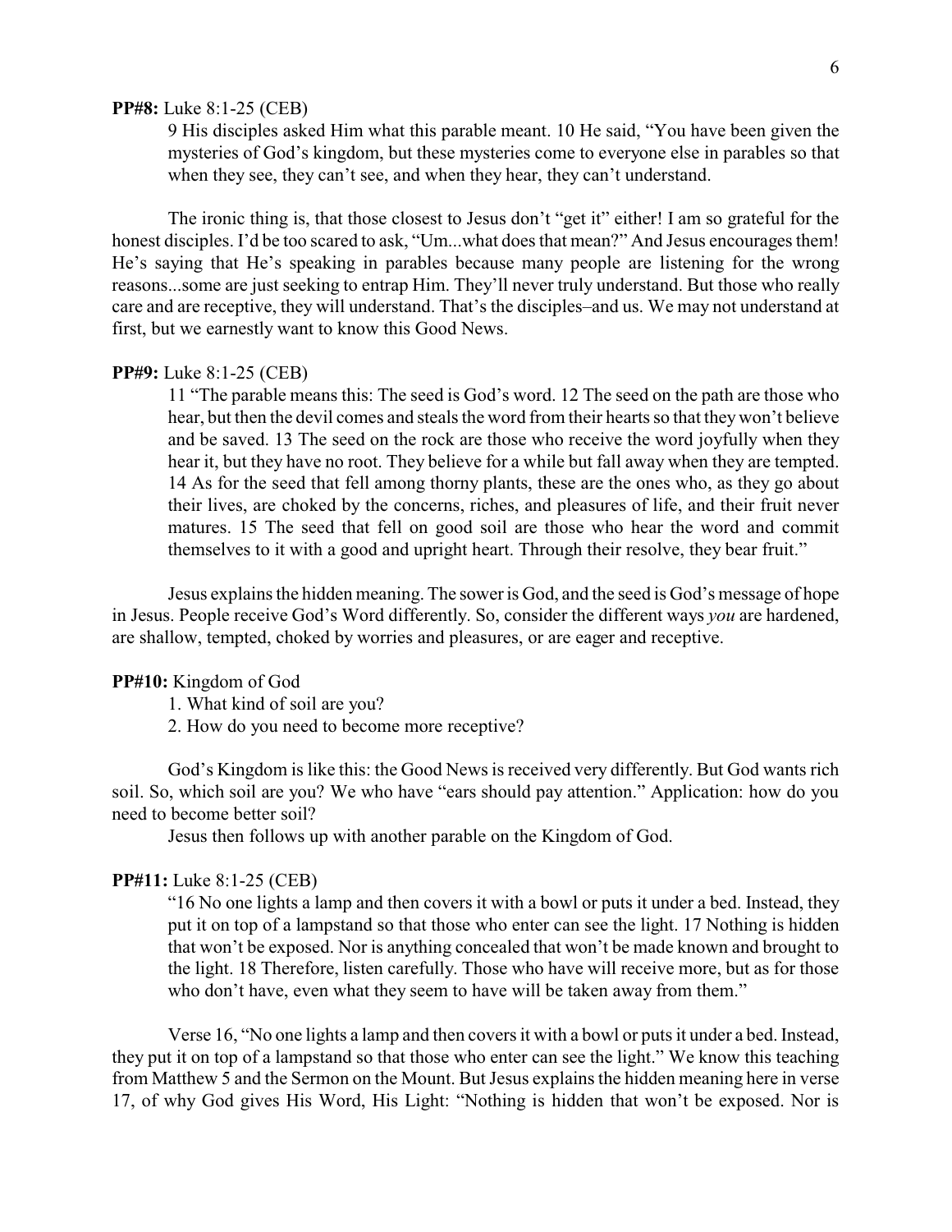**PP#8:** Luke 8:1-25 (CEB)

> 9 His disciples asked Him what this parable meant. 10 He said, "You have been given the mysteries of God's kingdom, but these mysteries come to everyone else in parables so that when they see, they can't see, and when they hear, they can't understand.

The ironic thing is, that those closest to Jesus don't "get it" either! I am so grateful for the honest disciples. I'd be too scared to ask, "Um...what does that mean?" And Jesus encourages them! He's saying that He's speaking in parables because many people are listening for the wrong reasons...some are just seeking to entrap Him. They'll never truly understand. But those who really care and are receptive, they will understand. That's the disciples–and us. We may not understand at first, but we earnestly want to know this Good News.

**PP#9:** Luke 8:1-25 (CEB)

> 11 "The parable means this: The seed is God's word. 12 The seed on the path are those who hear, but then the devil comes and steals the word from their hearts so that they won't believe and be saved. 13 The seed on the rock are those who receive the word joyfully when they hear it, but they have no root. They believe for a while but fall away when they are tempted. 14 As for the seed that fell among thorny plants, these are the ones who, as they go about their lives, are choked by the concerns, riches, and pleasures of life, and their fruit never matures. 15 The seed that fell on good soil are those who hear the word and commit themselves to it with a good and upright heart. Through their resolve, they bear fruit."

Jesus explains the hidden meaning. The sower is God, and the seed is God's message of hope in Jesus. People receive God's Word differently. So, consider the different ways *you* are hardened, are shallow, tempted, choked by worries and pleasures, or are eager and receptive.

**PP#10:** Kingdom of God

1. What kind of soil are you?
2. How do you need to become more receptive?

God's Kingdom is like this: the Good News is received very differently. But God wants rich soil. So, which soil are you? We who have "ears should pay attention." Application: how do you need to become better soil?

Jesus then follows up with another parable on the Kingdom of God.

**PP#11:** Luke 8:1-25 (CEB)

> "16 No one lights a lamp and then covers it with a bowl or puts it under a bed. Instead, they put it on top of a lampstand so that those who enter can see the light. 17 Nothing is hidden that won't be exposed. Nor is anything concealed that won't be made known and brought to the light. 18 Therefore, listen carefully. Those who have will receive more, but as for those who don't have, even what they seem to have will be taken away from them."

Verse 16, "No one lights a lamp and then covers it with a bowl or puts it under a bed. Instead, they put it on top of a lampstand so that those who enter can see the light." We know this teaching from Matthew 5 and the Sermon on the Mount. But Jesus explains the hidden meaning here in verse 17, of why God gives His Word, His Light: "Nothing is hidden that won't be exposed. Nor is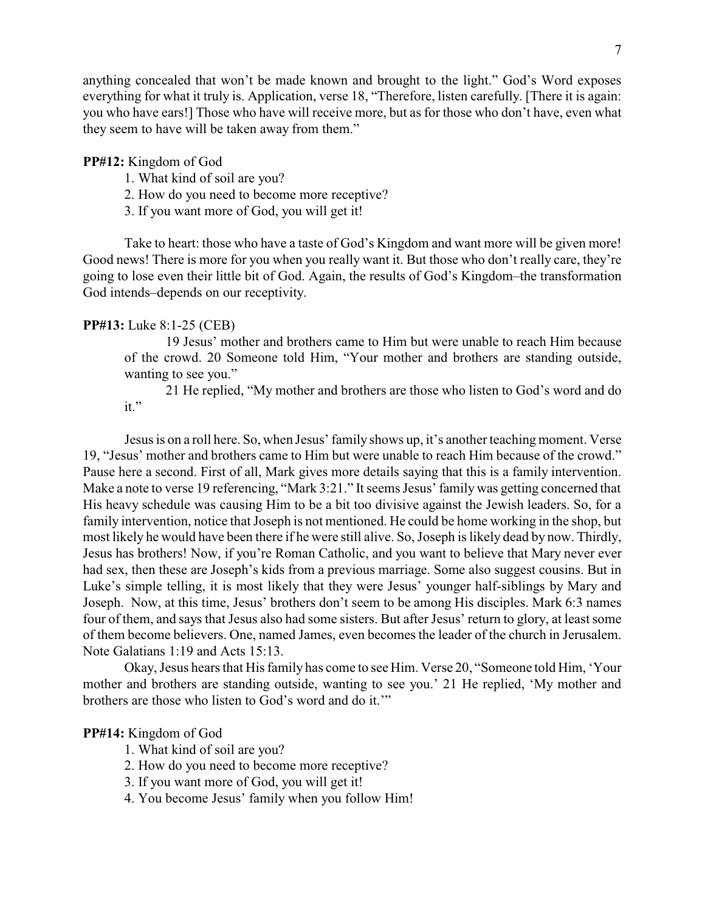anything concealed that won't be made known and brought to the light." God's Word exposes everything for what it truly is. Application, verse 18, "Therefore, listen carefully. [There it is again: you who have ears!] Those who have will receive more, but as for those who don't have, even what they seem to have will be taken away from them."

**PP#12:** Kingdom of God

1. What kind of soil are you?
2. How do you need to become more receptive?
3. If you want more of God, you will get it!

Take to heart: those who have a taste of God's Kingdom and want more will be given more! Good news! There is more for you when you really want it. But those who don't really care, they're going to lose even their little bit of God. Again, the results of God's Kingdom–the transformation God intends–depends on our receptivity.

**PP#13:** Luke 8:1-25 (CEB)

> 19 Jesus' mother and brothers came to Him but were unable to reach Him because of the crowd. 20 Someone told Him, "Your mother and brothers are standing outside, wanting to see you."
>
> 21 He replied, "My mother and brothers are those who listen to God's word and do it."

Jesus is on a roll here. So, when Jesus' family shows up, it's another teaching moment. Verse 19, "Jesus' mother and brothers came to Him but were unable to reach Him because of the crowd." Pause here a second. First of all, Mark gives more details saying that this is a family intervention. Make a note to verse 19 referencing, "Mark 3:21." It seems Jesus' family was getting concerned that His heavy schedule was causing Him to be a bit too divisive against the Jewish leaders. So, for a family intervention, notice that Joseph is not mentioned. He could be home working in the shop, but most likely he would have been there if he were still alive. So, Joseph is likely dead by now. Thirdly, Jesus has brothers! Now, if you're Roman Catholic, and you want to believe that Mary never ever had sex, then these are Joseph's kids from a previous marriage. Some also suggest cousins. But in Luke's simple telling, it is most likely that they were Jesus' younger half-siblings by Mary and Joseph. Now, at this time, Jesus' brothers don't seem to be among His disciples. Mark 6:3 names four of them, and says that Jesus also had some sisters. But after Jesus' return to glory, at least some of them become believers. One, named James, even becomes the leader of the church in Jerusalem. Note Galatians 1:19 and Acts 15:13.

Okay, Jesus hears that His family has come to see Him. Verse 20, "Someone told Him, 'Your mother and brothers are standing outside, wanting to see you.' 21 He replied, 'My mother and brothers are those who listen to God's word and do it.'"

**PP#14:** Kingdom of God

1. What kind of soil are you?
2. How do you need to become more receptive?
3. If you want more of God, you will get it!
4. You become Jesus' family when you follow Him!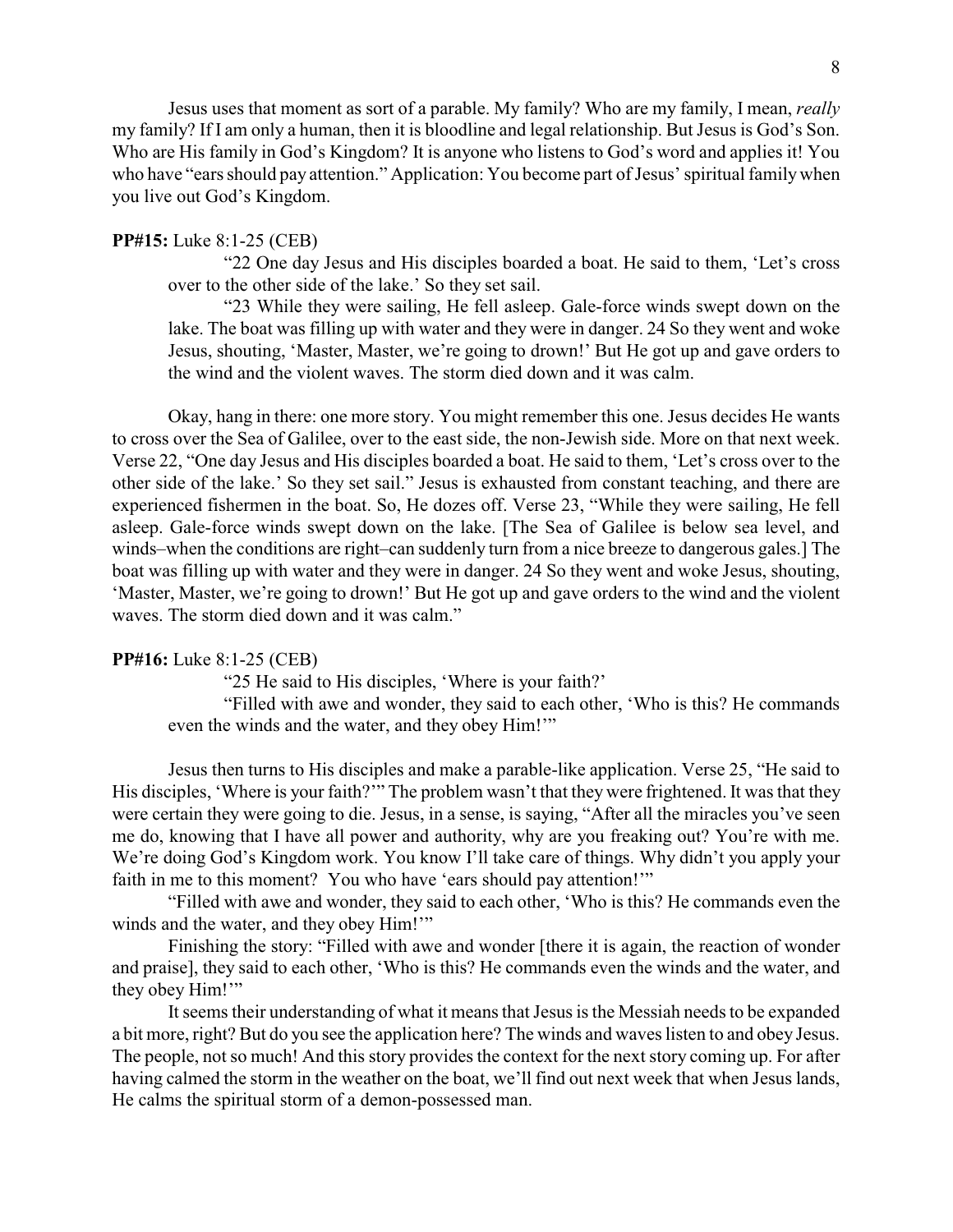Jesus uses that moment as sort of a parable. My family? Who are my family, I mean, *really* my family? If I am only a human, then it is bloodline and legal relationship. But Jesus is God's Son. Who are His family in God's Kingdom? It is anyone who listens to God's word and applies it! You who have "ears should pay attention." Application: You become part of Jesus' spiritual family when you live out God's Kingdom.

**PP#15:** Luke 8:1-25 (CEB)

> "22 One day Jesus and His disciples boarded a boat. He said to them, 'Let's cross over to the other side of the lake.' So they set sail.
>
> "23 While they were sailing, He fell asleep. Gale-force winds swept down on the lake. The boat was filling up with water and they were in danger. 24 So they went and woke Jesus, shouting, 'Master, Master, we're going to drown!' But He got up and gave orders to the wind and the violent waves. The storm died down and it was calm.

Okay, hang in there: one more story. You might remember this one. Jesus decides He wants to cross over the Sea of Galilee, over to the east side, the non-Jewish side. More on that next week. Verse 22, "One day Jesus and His disciples boarded a boat. He said to them, 'Let's cross over to the other side of the lake.' So they set sail." Jesus is exhausted from constant teaching, and there are experienced fishermen in the boat. So, He dozes off. Verse 23, "While they were sailing, He fell asleep. Gale-force winds swept down on the lake. [The Sea of Galilee is below sea level, and winds–when the conditions are right–can suddenly turn from a nice breeze to dangerous gales.] The boat was filling up with water and they were in danger. 24 So they went and woke Jesus, shouting, 'Master, Master, we're going to drown!' But He got up and gave orders to the wind and the violent waves. The storm died down and it was calm."

**PP#16:** Luke 8:1-25 (CEB)

> "25 He said to His disciples, 'Where is your faith?'
>
> "Filled with awe and wonder, they said to each other, 'Who is this? He commands even the winds and the water, and they obey Him!'"

Jesus then turns to His disciples and make a parable-like application. Verse 25, "He said to His disciples, 'Where is your faith?'" The problem wasn't that they were frightened. It was that they were certain they were going to die. Jesus, in a sense, is saying, "After all the miracles you've seen me do, knowing that I have all power and authority, why are you freaking out? You're with me. We're doing God's Kingdom work. You know I'll take care of things. Why didn't you apply your faith in me to this moment? You who have 'ears should pay attention!'"

"Filled with awe and wonder, they said to each other, 'Who is this? He commands even the winds and the water, and they obey Him!'"

Finishing the story: "Filled with awe and wonder [there it is again, the reaction of wonder and praise], they said to each other, 'Who is this? He commands even the winds and the water, and they obey Him!'"

It seems their understanding of what it means that Jesus is the Messiah needs to be expanded a bit more, right? But do you see the application here? The winds and waves listen to and obey Jesus. The people, not so much! And this story provides the context for the next story coming up. For after having calmed the storm in the weather on the boat, we'll find out next week that when Jesus lands, He calms the spiritual storm of a demon-possessed man.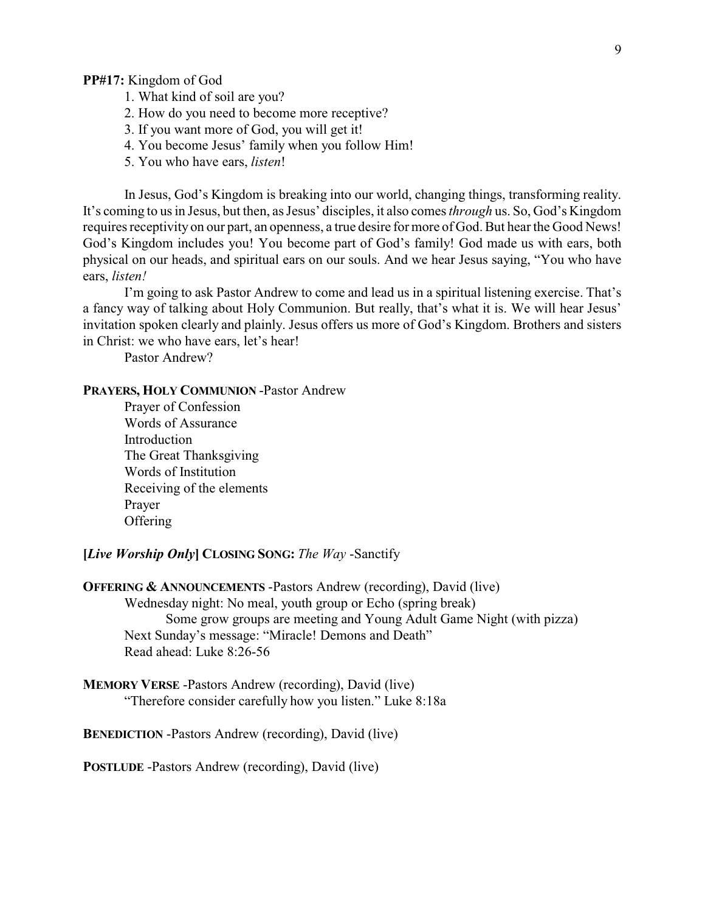**PP#17:** Kingdom of God

1. What kind of soil are you?
2. How do you need to become more receptive?
3. If you want more of God, you will get it!
4. You become Jesus' family when you follow Him!
5. You who have ears, *listen*!

In Jesus, God's Kingdom is breaking into our world, changing things, transforming reality. It's coming to us in Jesus, but then, as Jesus' disciples, it also comes *through* us. So, God's Kingdom requires receptivity on our part, an openness, a true desire for more of God. But hear the Good News! God's Kingdom includes you! You become part of God's family! God made us with ears, both physical on our heads, and spiritual ears on our souls. And we hear Jesus saying, "You who have ears, *listen!*

I'm going to ask Pastor Andrew to come and lead us in a spiritual listening exercise. That's a fancy way of talking about Holy Communion. But really, that's what it is. We will hear Jesus' invitation spoken clearly and plainly. Jesus offers us more of God's Kingdom. Brothers and sisters in Christ: we who have ears, let's hear!

Pastor Andrew?

**PRAYERS, HOLY COMMUNION** -Pastor Andrew

Prayer of Confession
Words of Assurance
Introduction
The Great Thanksgiving
Words of Institution
Receiving of the elements
Prayer
Offering

**[*Live Worship Only*] CLOSING SONG:** *The Way* -Sanctify

**OFFERING & ANNOUNCEMENTS** -Pastors Andrew (recording), David (live)

Wednesday night: No meal, youth group or Echo (spring break)
Some grow groups are meeting and Young Adult Game Night (with pizza)
Next Sunday's message: "Miracle! Demons and Death"
Read ahead: Luke 8:26-56

**MEMORY VERSE** -Pastors Andrew (recording), David (live)

"Therefore consider carefully how you listen." Luke 8:18a

**BENEDICTION** -Pastors Andrew (recording), David (live)

**POSTLUDE** -Pastors Andrew (recording), David (live)